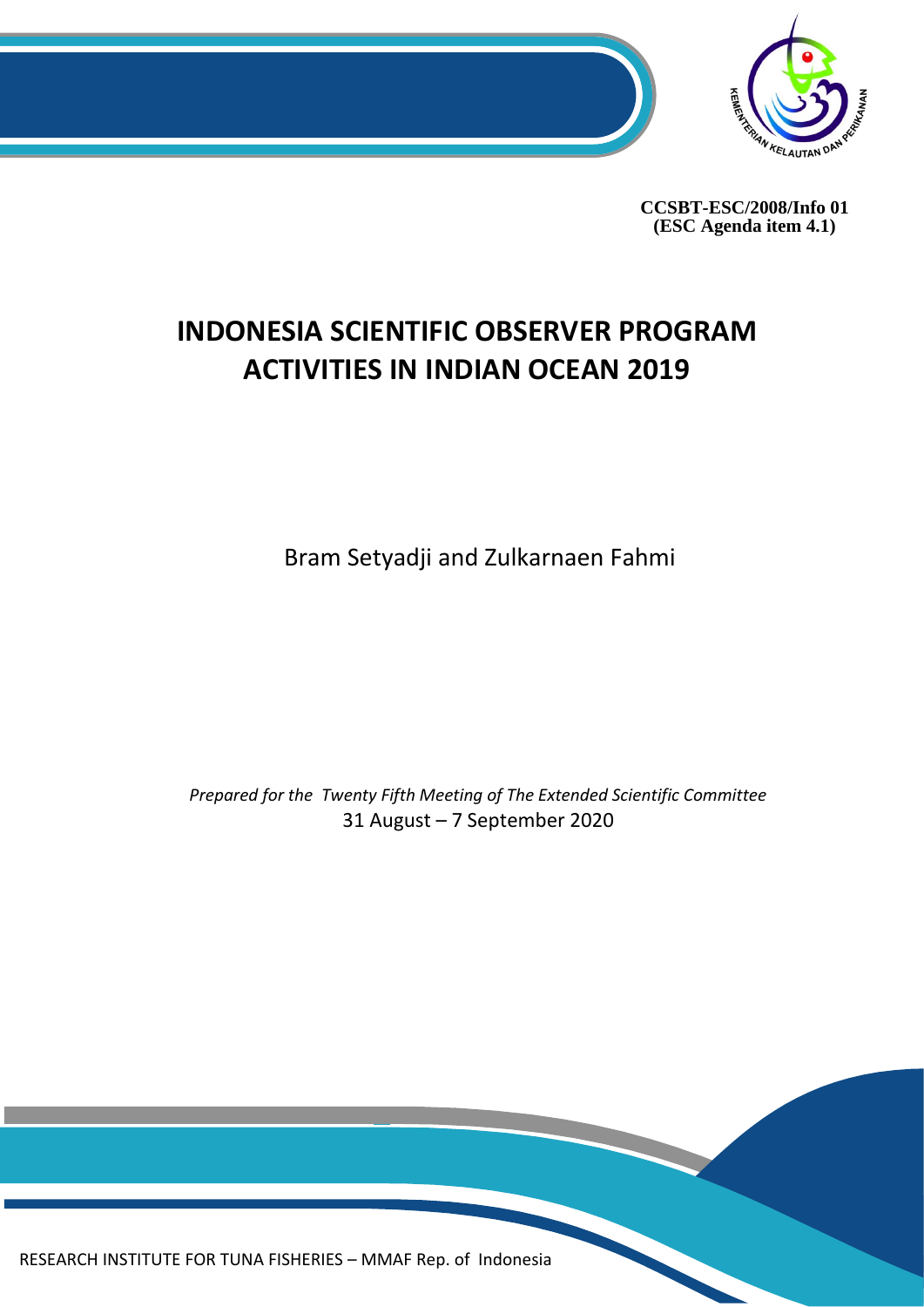CCSBT-ESC/2008/Info 01
(ESC Agenda item 4.1)

# INDONESIA SCIENTIFIC OBSERVER PROGRAM ACTIVITIES IN INDIAN OCEAN 2019

Bram Setyadji and Zulkarnaen Fahmi

*Prepared for the Twenty Fifth Meeting of The Extended Scientific Committee*
31 August – 7 September 2020

RESEARCH INSTITUTE FOR TUNA FISHERIES – MMAF Rep. of Indonesia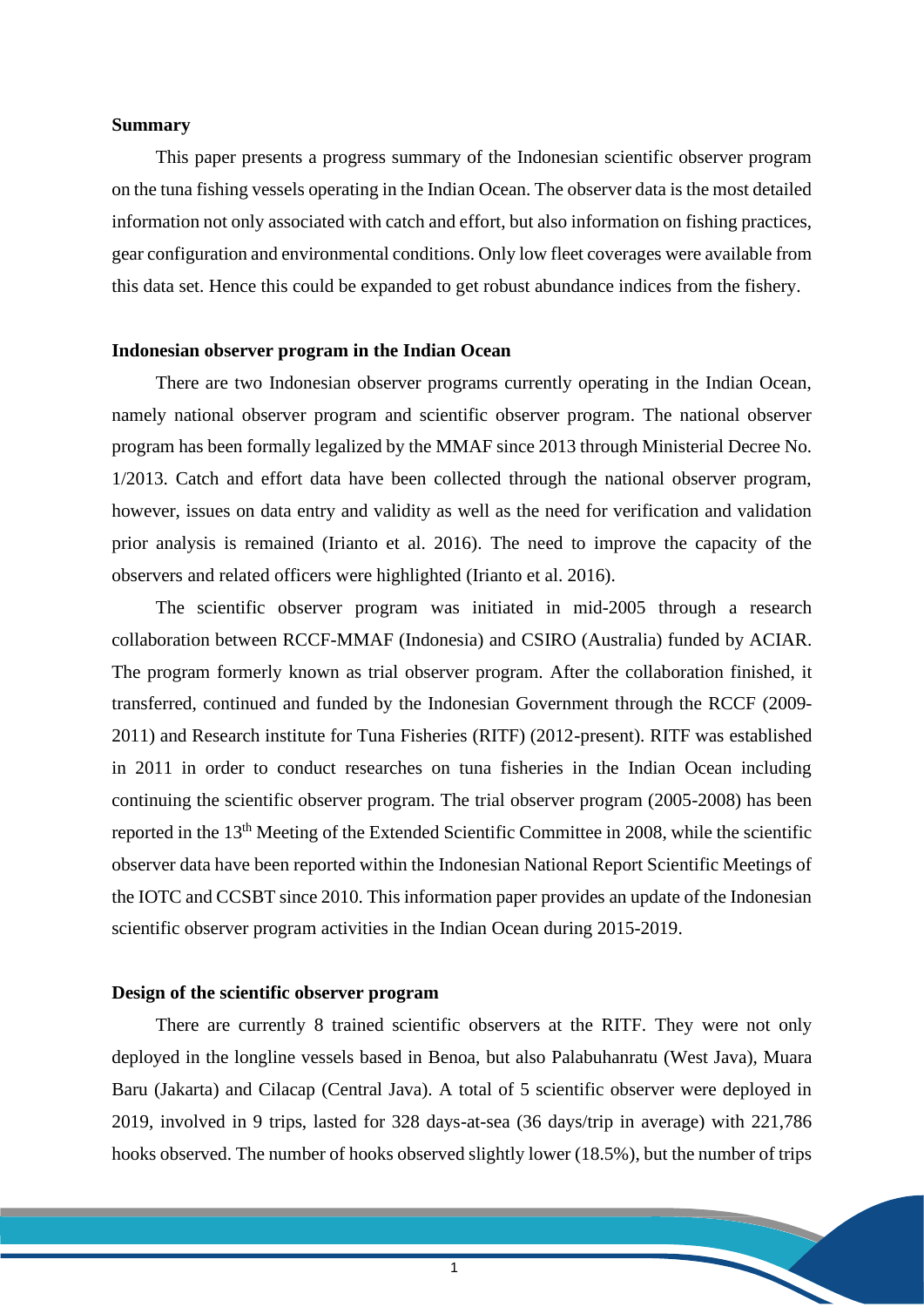## Summary

This paper presents a progress summary of the Indonesian scientific observer program on the tuna fishing vessels operating in the Indian Ocean. The observer data is the most detailed information not only associated with catch and effort, but also information on fishing practices, gear configuration and environmental conditions. Only low fleet coverages were available from this data set. Hence this could be expanded to get robust abundance indices from the fishery.

## Indonesian observer program in the Indian Ocean

There are two Indonesian observer programs currently operating in the Indian Ocean, namely national observer program and scientific observer program. The national observer program has been formally legalized by the MMAF since 2013 through Ministerial Decree No. 1/2013. Catch and effort data have been collected through the national observer program, however, issues on data entry and validity as well as the need for verification and validation prior analysis is remained (Irianto et al. 2016). The need to improve the capacity of the observers and related officers were highlighted (Irianto et al. 2016).

The scientific observer program was initiated in mid-2005 through a research collaboration between RCCF-MMAF (Indonesia) and CSIRO (Australia) funded by ACIAR. The program formerly known as trial observer program. After the collaboration finished, it transferred, continued and funded by the Indonesian Government through the RCCF (2009-2011) and Research institute for Tuna Fisheries (RITF) (2012-present). RITF was established in 2011 in order to conduct researches on tuna fisheries in the Indian Ocean including continuing the scientific observer program. The trial observer program (2005-2008) has been reported in the 13th Meeting of the Extended Scientific Committee in 2008, while the scientific observer data have been reported within the Indonesian National Report Scientific Meetings of the IOTC and CCSBT since 2010. This information paper provides an update of the Indonesian scientific observer program activities in the Indian Ocean during 2015-2019.

## Design of the scientific observer program

There are currently 8 trained scientific observers at the RITF. They were not only deployed in the longline vessels based in Benoa, but also Palabuhanratu (West Java), Muara Baru (Jakarta) and Cilacap (Central Java). A total of 5 scientific observer were deployed in 2019, involved in 9 trips, lasted for 328 days-at-sea (36 days/trip in average) with 221,786 hooks observed. The number of hooks observed slightly lower (18.5%), but the number of trips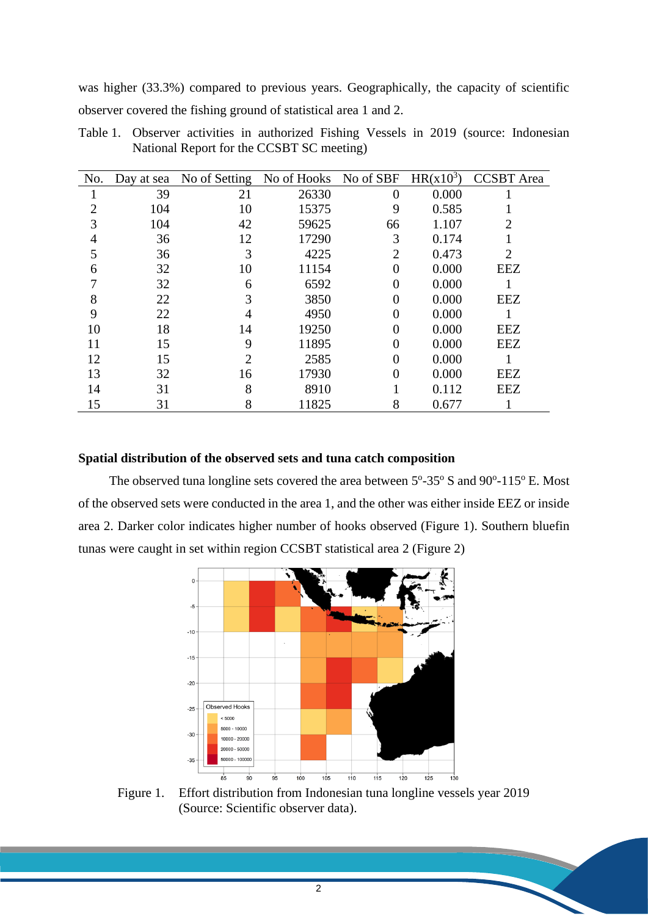was higher (33.3%) compared to previous years. Geographically, the capacity of scientific observer covered the fishing ground of statistical area 1 and 2.

Table 1. Observer activities in authorized Fishing Vessels in 2019 (source: Indonesian National Report for the CCSBT SC meeting)

| No. | Day at sea | No of Setting | No of Hooks | No of SBF | HR($x10^3$) | CCSBT Area |
|---|---|---|---|---|---|---|
| 1 | 39 | 21 | 26330 | 0 | 0.000 | 1 |
| 2 | 104 | 10 | 15375 | 9 | 0.585 | 1 |
| 3 | 104 | 42 | 59625 | 66 | 1.107 | 2 |
| 4 | 36 | 12 | 17290 | 3 | 0.174 | 1 |
| 5 | 36 | 3 | 4225 | 2 | 0.473 | 2 |
| 6 | 32 | 10 | 11154 | 0 | 0.000 | EEZ |
| 7 | 32 | 6 | 6592 | 0 | 0.000 | 1 |
| 8 | 22 | 3 | 3850 | 0 | 0.000 | EEZ |
| 9 | 22 | 4 | 4950 | 0 | 0.000 | 1 |
| 10 | 18 | 14 | 19250 | 0 | 0.000 | EEZ |
| 11 | 15 | 9 | 11895 | 0 | 0.000 | EEZ |
| 12 | 15 | 2 | 2585 | 0 | 0.000 | 1 |
| 13 | 32 | 16 | 17930 | 0 | 0.000 | EEZ |
| 14 | 31 | 8 | 8910 | 1 | 0.112 | EEZ |
| 15 | 31 | 8 | 11825 | 8 | 0.677 | 1 |

**Spatial distribution of the observed sets and tuna catch composition**

The observed tuna longline sets covered the area between 5°-35° S and 90°-115° E. Most of the observed sets were conducted in the area 1, and the other was either inside EEZ or inside area 2. Darker color indicates higher number of hooks observed (Figure 1). Southern bluefin tunas were caught in set within region CCSBT statistical area 2 (Figure 2)

Figure 1. Effort distribution from Indonesian tuna longline vessels year 2019 (Source: Scientific observer data).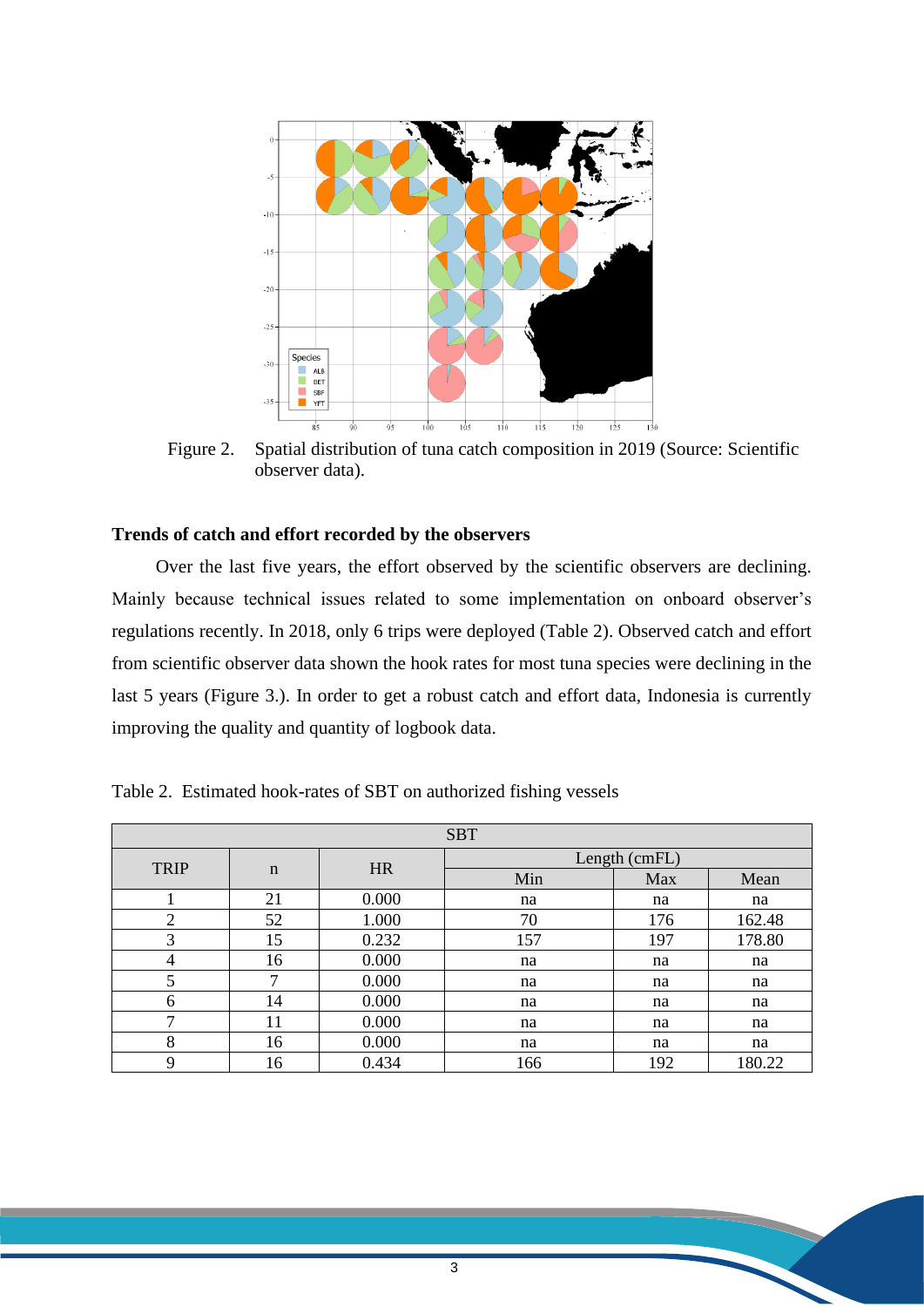Figure 2. Spatial distribution of tuna catch composition in 2019 (Source: Scientific observer data).

**Trends of catch and effort recorded by the observers**

Over the last five years, the effort observed by the scientific observers are declining. Mainly because technical issues related to some implementation on onboard observer's regulations recently. In 2018, only 6 trips were deployed (Table 2). Observed catch and effort from scientific observer data shown the hook rates for most tuna species were declining in the last 5 years (Figure 3.). In order to get a robust catch and effort data, Indonesia is currently improving the quality and quantity of logbook data.

Table 2. Estimated hook-rates of SBT on authorized fishing vessels

| SBT | | | | | |
|---|---|---|---|---|---|
| TRIP | n | HR | Length (cmFL) | | |
| | | | Min | Max | Mean |
| 1 | 21 | 0.000 | na | na | na |
| 2 | 52 | 1.000 | 70 | 176 | 162.48 |
| 3 | 15 | 0.232 | 157 | 197 | 178.80 |
| 4 | 16 | 0.000 | na | na | na |
| 5 | 7 | 0.000 | na | na | na |
| 6 | 14 | 0.000 | na | na | na |
| 7 | 11 | 0.000 | na | na | na |
| 8 | 16 | 0.000 | na | na | na |
| 9 | 16 | 0.434 | 166 | 192 | 180.22 |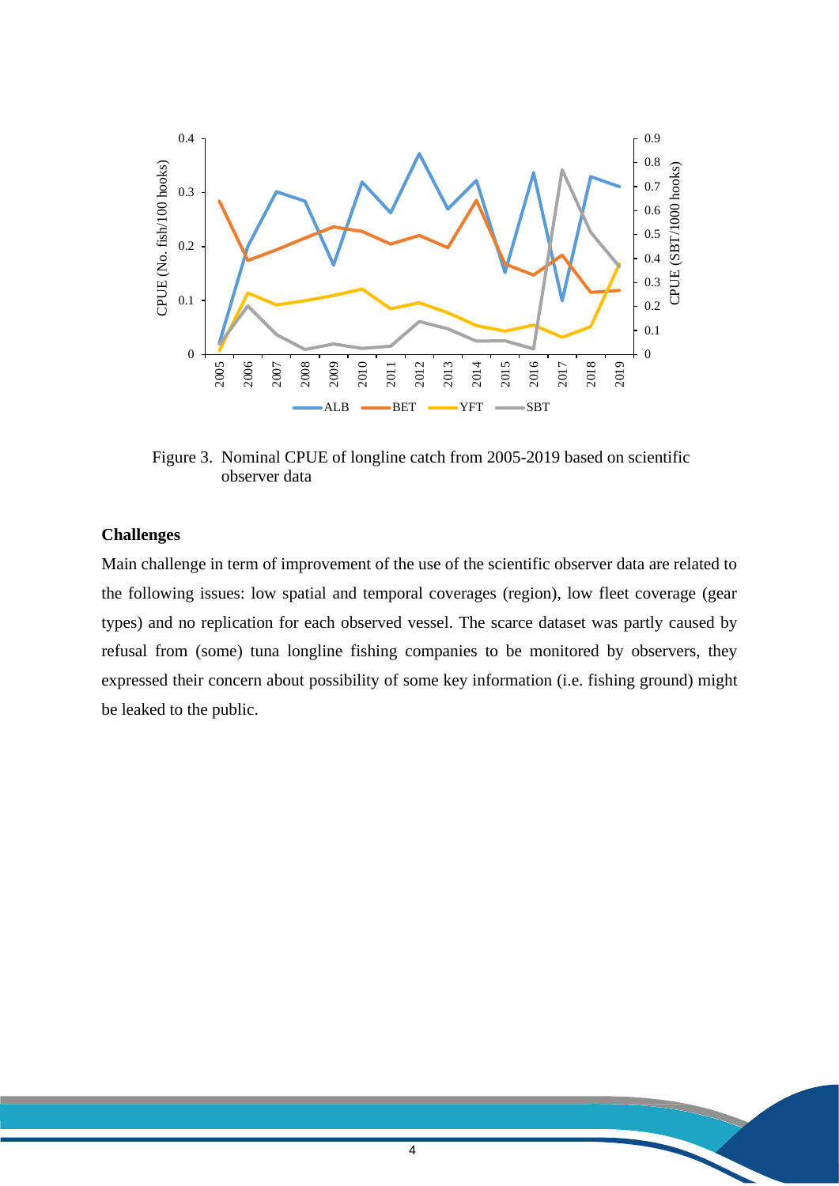Figure 3. Nominal CPUE of longline catch from 2005-2019 based on scientific observer data

**Challenges**

Main challenge in term of improvement of the use of the scientific observer data are related to the following issues: low spatial and temporal coverages (region), low fleet coverage (gear types) and no replication for each observed vessel. The scarce dataset was partly caused by refusal from (some) tuna longline fishing companies to be monitored by observers, they expressed their concern about possibility of some key information (i.e. fishing ground) might be leaked to the public.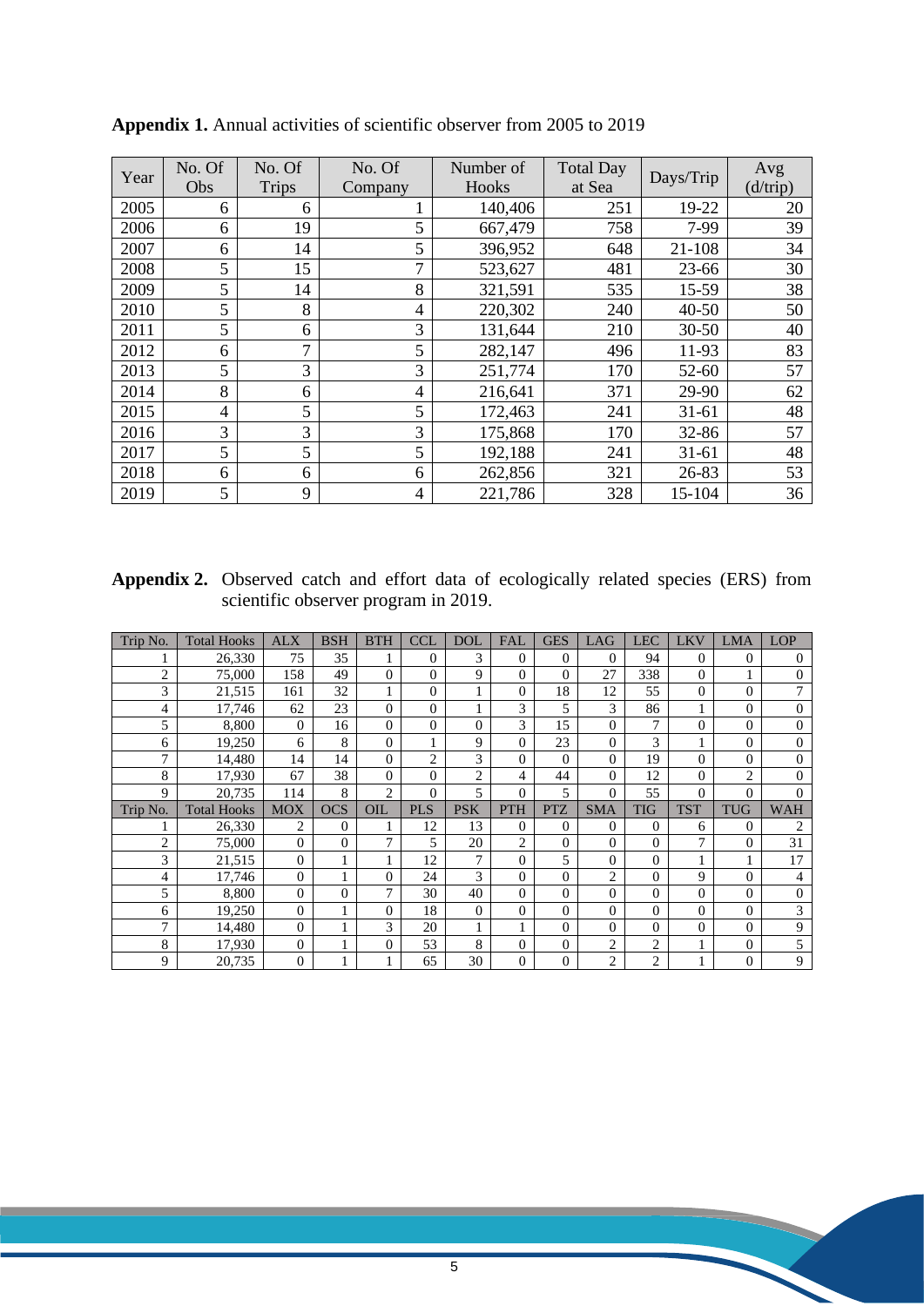**Appendix 1.** Annual activities of scientific observer from 2005 to 2019

| Year | No. Of Obs | No. Of Trips | No. Of Company | Number of Hooks | Total Day at Sea | Days/Trip | Avg (d/trip) |
|---|---|---|---|---|---|---|---|
| 2005 | 6 | 6 | 1 | 140,406 | 251 | 19-22 | 20 |
| 2006 | 6 | 19 | 5 | 667,479 | 758 | 7-99 | 39 |
| 2007 | 6 | 14 | 5 | 396,952 | 648 | 21-108 | 34 |
| 2008 | 5 | 15 | 7 | 523,627 | 481 | 23-66 | 30 |
| 2009 | 5 | 14 | 8 | 321,591 | 535 | 15-59 | 38 |
| 2010 | 5 | 8 | 4 | 220,302 | 240 | 40-50 | 50 |
| 2011 | 5 | 6 | 3 | 131,644 | 210 | 30-50 | 40 |
| 2012 | 6 | 7 | 5 | 282,147 | 496 | 11-93 | 83 |
| 2013 | 5 | 3 | 3 | 251,774 | 170 | 52-60 | 57 |
| 2014 | 8 | 6 | 4 | 216,641 | 371 | 29-90 | 62 |
| 2015 | 4 | 5 | 5 | 172,463 | 241 | 31-61 | 48 |
| 2016 | 3 | 3 | 3 | 175,868 | 170 | 32-86 | 57 |
| 2017 | 5 | 5 | 5 | 192,188 | 241 | 31-61 | 48 |
| 2018 | 6 | 6 | 6 | 262,856 | 321 | 26-83 | 53 |
| 2019 | 5 | 9 | 4 | 221,786 | 328 | 15-104 | 36 |

**Appendix 2.** Observed catch and effort data of ecologically related species (ERS) from scientific observer program in 2019.

| Trip No. | Total Hooks | ALX | BSH | BTH | CCL | DOL | FAL | GES | LAG | LEC | LKV | LMA | LOP |
|---|---|---|---|---|---|---|---|---|---|---|---|---|---|
| 1 | 26,330 | 75 | 35 | 1 | 0 | 3 | 0 | 0 | 0 | 94 | 0 | 0 | 0 |
| 2 | 75,000 | 158 | 49 | 0 | 0 | 9 | 0 | 0 | 27 | 338 | 0 | 1 | 0 |
| 3 | 21,515 | 161 | 32 | 1 | 0 | 1 | 0 | 18 | 12 | 55 | 0 | 0 | 7 |
| 4 | 17,746 | 62 | 23 | 0 | 0 | 1 | 3 | 5 | 3 | 86 | 1 | 0 | 0 |
| 5 | 8,800 | 0 | 16 | 0 | 0 | 0 | 3 | 15 | 0 | 7 | 0 | 0 | 0 |
| 6 | 19,250 | 6 | 8 | 0 | 1 | 9 | 0 | 23 | 0 | 3 | 1 | 0 | 0 |
| 7 | 14,480 | 14 | 14 | 0 | 2 | 3 | 0 | 0 | 0 | 19 | 0 | 0 | 0 |
| 8 | 17,930 | 67 | 38 | 0 | 0 | 2 | 4 | 44 | 0 | 12 | 0 | 2 | 0 |
| 9 | 20,735 | 114 | 8 | 2 | 0 | 5 | 0 | 5 | 0 | 55 | 0 | 0 | 0 |
| **Trip No.** | **Total Hooks** | **MOX** | **OCS** | **OIL** | **PLS** | **PSK** | **PTH** | **PTZ** | **SMA** | **TIG** | **TST** | **TUG** | **WAH** |
| 1 | 26,330 | 2 | 0 | 1 | 12 | 13 | 0 | 0 | 0 | 0 | 6 | 0 | 2 |
| 2 | 75,000 | 0 | 0 | 7 | 5 | 20 | 2 | 0 | 0 | 0 | 7 | 0 | 31 |
| 3 | 21,515 | 0 | 1 | 1 | 12 | 7 | 0 | 5 | 0 | 0 | 1 | 1 | 17 |
| 4 | 17,746 | 0 | 1 | 0 | 24 | 3 | 0 | 0 | 2 | 0 | 9 | 0 | 4 |
| 5 | 8,800 | 0 | 0 | 7 | 30 | 40 | 0 | 0 | 0 | 0 | 0 | 0 | 0 |
| 6 | 19,250 | 0 | 1 | 0 | 18 | 0 | 0 | 0 | 0 | 0 | 0 | 0 | 3 |
| 7 | 14,480 | 0 | 1 | 3 | 20 | 1 | 1 | 0 | 0 | 0 | 0 | 0 | 9 |
| 8 | 17,930 | 0 | 1 | 0 | 53 | 8 | 0 | 0 | 2 | 2 | 1 | 0 | 5 |
| 9 | 20,735 | 0 | 1 | 1 | 65 | 30 | 0 | 0 | 2 | 2 | 1 | 0 | 9 |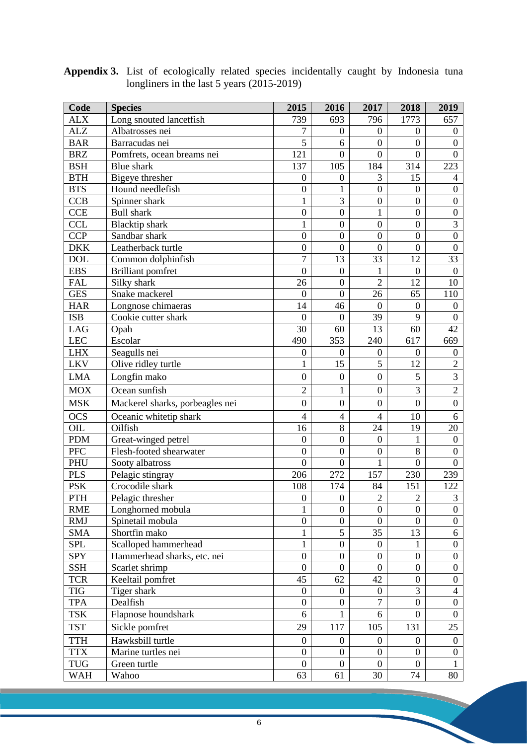**Appendix 3.** List of ecologically related species incidentally caught by Indonesia tuna longliners in the last 5 years (2015-2019)

| Code | Species | 2015 | 2016 | 2017 | 2018 | 2019 |
|---|---|---|---|---|---|---|
| ALX | Long snouted lancetfish | 739 | 693 | 796 | 1773 | 657 |
| ALZ | Albatrosses nei | 7 | 0 | 0 | 0 | 0 |
| BAR | Barracudas nei | 5 | 6 | 0 | 0 | 0 |
| BRZ | Pomfrets, ocean breams nei | 121 | 0 | 0 | 0 | 0 |
| BSH | Blue shark | 137 | 105 | 184 | 314 | 223 |
| BTH | Bigeye thresher | 0 | 0 | 3 | 15 | 4 |
| BTS | Hound needlefish | 0 | 1 | 0 | 0 | 0 |
| CCB | Spinner shark | 1 | 3 | 0 | 0 | 0 |
| CCE | Bull shark | 0 | 0 | 1 | 0 | 0 |
| CCL | Blacktip shark | 1 | 0 | 0 | 0 | 3 |
| CCP | Sandbar shark | 0 | 0 | 0 | 0 | 0 |
| DKK | Leatherback turtle | 0 | 0 | 0 | 0 | 0 |
| DOL | Common dolphinfish | 7 | 13 | 33 | 12 | 33 |
| EBS | Brilliant pomfret | 0 | 0 | 1 | 0 | 0 |
| FAL | Silky shark | 26 | 0 | 2 | 12 | 10 |
| GES | Snake mackerel | 0 | 0 | 26 | 65 | 110 |
| HAR | Longnose chimaeras | 14 | 46 | 0 | 0 | 0 |
| ISB | Cookie cutter shark | 0 | 0 | 39 | 9 | 0 |
| LAG | Opah | 30 | 60 | 13 | 60 | 42 |
| LEC | Escolar | 490 | 353 | 240 | 617 | 669 |
| LHX | Seagulls nei | 0 | 0 | 0 | 0 | 0 |
| LKV | Olive ridley turtle | 1 | 15 | 5 | 12 | 2 |
| LMA | Longfin mako | 0 | 0 | 0 | 5 | 3 |
| MOX | Ocean sunfish | 2 | 1 | 0 | 3 | 2 |
| MSK | Mackerel sharks, porbeagles nei | 0 | 0 | 0 | 0 | 0 |
| OCS | Oceanic whitetip shark | 4 | 4 | 4 | 10 | 6 |
| OIL | Oilfish | 16 | 8 | 24 | 19 | 20 |
| PDM | Great-winged petrel | 0 | 0 | 0 | 1 | 0 |
| PFC | Flesh-footed shearwater | 0 | 0 | 0 | 8 | 0 |
| PHU | Sooty albatross | 0 | 0 | 1 | 0 | 0 |
| PLS | Pelagic stingray | 206 | 272 | 157 | 230 | 239 |
| PSK | Crocodile shark | 108 | 174 | 84 | 151 | 122 |
| PTH | Pelagic thresher | 0 | 0 | 2 | 2 | 3 |
| RME | Longhorned mobula | 1 | 0 | 0 | 0 | 0 |
| RMJ | Spinetail mobula | 0 | 0 | 0 | 0 | 0 |
| SMA | Shortfin mako | 1 | 5 | 35 | 13 | 6 |
| SPL | Scalloped hammerhead | 1 | 0 | 0 | 1 | 0 |
| SPY | Hammerhead sharks, etc. nei | 0 | 0 | 0 | 0 | 0 |
| SSH | Scarlet shrimp | 0 | 0 | 0 | 0 | 0 |
| TCR | Keeltail pomfret | 45 | 62 | 42 | 0 | 0 |
| TIG | Tiger shark | 0 | 0 | 0 | 3 | 4 |
| TPA | Dealfish | 0 | 0 | 7 | 0 | 0 |
| TSK | Flapnose houndshark | 6 | 1 | 6 | 0 | 0 |
| TST | Sickle pomfret | 29 | 117 | 105 | 131 | 25 |
| TTH | Hawksbill turtle | 0 | 0 | 0 | 0 | 0 |
| TTX | Marine turtles nei | 0 | 0 | 0 | 0 | 0 |
| TUG | Green turtle | 0 | 0 | 0 | 0 | 1 |
| WAH | Wahoo | 63 | 61 | 30 | 74 | 80 |